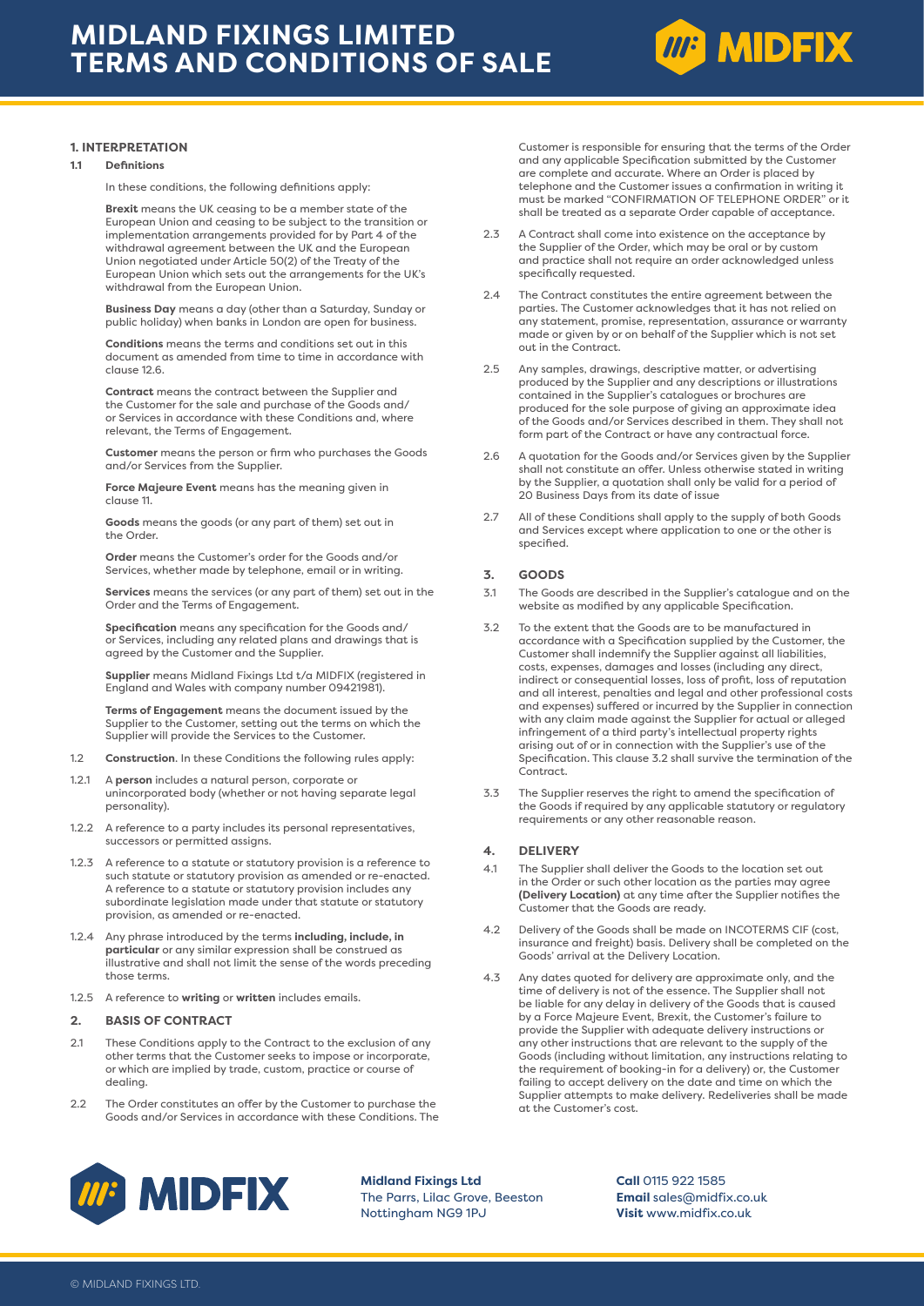# MIDLAND FIXINGS LIMITED TERMS AND CONDITIONS OF SALE

## 1. INTERPRETATION

### 1.1 Definitions

In these conditions, the following definitions apply:

**Brexit** means the UK ceasing to be a member state of the European Union and ceasing to be subject to the transition or implementation arrangements provided for by Part 4 of the withdrawal agreement between the UK and the European Union negotiated under Article 50(2) of the Treaty of the European Union which sets out the arrangements for the UK's withdrawal from the European Union.

**Business Day** means a day (other than a Saturday, Sunday or public holiday) when banks in London are open for business.

**Conditions** means the terms and conditions set out in this document as amended from time to time in accordance with clause 12.6.

**Contract** means the contract between the Supplier and the Customer for the sale and purchase of the Goods and/ or Services in accordance with these Conditions and, where relevant, the Terms of Engagement.

**Customer** means the person or firm who purchases the Goods and/or Services from the Supplier.

**Force Majeure Event** means has the meaning given in clause 11.

**Goods** means the goods (or any part of them) set out in the Order.

**Order** means the Customer's order for the Goods and/or Services, whether made by telephone, email or in writing.

**Services** means the services (or any part of them) set out in the Order and the Terms of Engagement.

**Specification** means any specification for the Goods and/ or Services, including any related plans and drawings that is agreed by the Customer and the Supplier.

**Supplier** means Midland Fixings Ltd t/a MIDFIX (registered in England and Wales with company number 09421981).

**Terms of Engagement** means the document issued by the Supplier to the Customer, setting out the terms on which the Supplier will provide the Services to the Customer.

1.2 **Construction**. In these Conditions the following rules apply:

1.2.1 A **person** includes a natural person, corporate or unincorporated body (whether or not having separate legal personality).

1.2.2 A reference to a party includes its personal representatives, successors or permitted assigns.

1.2.3 A reference to a statute or statutory provision is a reference to such statute or statutory provision as amended or re-enacted. A reference to a statute or statutory provision includes any subordinate legislation made under that statute or statutory provision, as amended or re-enacted.

1.2.4 Any phrase introduced by the terms **including, include, in particular** or any similar expression shall be construed as illustrative and shall not limit the sense of the words preceding those terms.

1.2.5 A reference to **writing** or **written** includes emails.

## 2. BASIS OF CONTRACT

2.1 These Conditions apply to the Contract to the exclusion of any other terms that the Customer seeks to impose or incorporate, or which are implied by trade, custom, practice or course of dealing.

2.2 The Order constitutes an offer by the Customer to purchase the Goods and/or Services in accordance with these Conditions. The Customer is responsible for ensuring that the terms of the Order and any applicable Specification submitted by the Customer are complete and accurate. Where an Order is placed by telephone and the Customer issues a confirmation in writing it must be marked "CONFIRMATION OF TELEPHONE ORDER" or it shall be treated as a separate Order capable of acceptance.

2.3 A Contract shall come into existence on the acceptance by the Supplier of the Order, which may be oral or by custom and practice shall not require an order acknowledged unless specifically requested.

2.4 The Contract constitutes the entire agreement between the parties. The Customer acknowledges that it has not relied on any statement, promise, representation, assurance or warranty made or given by or on behalf of the Supplier which is not set out in the Contract.

2.5 Any samples, drawings, descriptive matter, or advertising produced by the Supplier and any descriptions or illustrations contained in the Supplier's catalogues or brochures are produced for the sole purpose of giving an approximate idea of the Goods and/or Services described in them. They shall not form part of the Contract or have any contractual force.

2.6 A quotation for the Goods and/or Services given by the Supplier shall not constitute an offer. Unless otherwise stated in writing by the Supplier, a quotation shall only be valid for a period of 20 Business Days from its date of issue

2.7 All of these Conditions shall apply to the supply of both Goods and Services except where application to one or the other is specified.

## 3. GOODS

3.1 The Goods are described in the Supplier's catalogue and on the website as modified by any applicable Specification.

3.2 To the extent that the Goods are to be manufactured in accordance with a Specification supplied by the Customer, the Customer shall indemnify the Supplier against all liabilities, costs, expenses, damages and losses (including any direct, indirect or consequential losses, loss of profit, loss of reputation and all interest, penalties and legal and other professional costs and expenses) suffered or incurred by the Supplier in connection with any claim made against the Supplier for actual or alleged infringement of a third party's intellectual property rights arising out of or in connection with the Supplier's use of the Specification. This clause 3.2 shall survive the termination of the Contract.

3.3 The Supplier reserves the right to amend the specification of the Goods if required by any applicable statutory or regulatory requirements or any other reasonable reason.

## 4. DELIVERY

4.1 The Supplier shall deliver the Goods to the location set out in the Order or such other location as the parties may agree **(Delivery Location)** at any time after the Supplier notifies the Customer that the Goods are ready.

4.2 Delivery of the Goods shall be made on INCOTERMS CIF (cost, insurance and freight) basis. Delivery shall be completed on the Goods' arrival at the Delivery Location.

4.3 Any dates quoted for delivery are approximate only, and the time of delivery is not of the essence. The Supplier shall not be liable for any delay in delivery of the Goods that is caused by a Force Majeure Event, Brexit, the Customer's failure to provide the Supplier with adequate delivery instructions or any other instructions that are relevant to the supply of the Goods (including without limitation, any instructions relating to the requirement of booking-in for a delivery) or, the Customer failing to accept delivery on the date and time on which the Supplier attempts to make delivery. Redeliveries shall be made at the Customer's cost.

**Midland Fixings Ltd**
The Parrs, Lilac Grove, Beeston
Nottingham NG9 1PJ

**Call** 0115 922 1585
**Email** sales@midfix.co.uk
**Visit** www.midfix.co.uk

© MIDLAND FIXINGS LTD.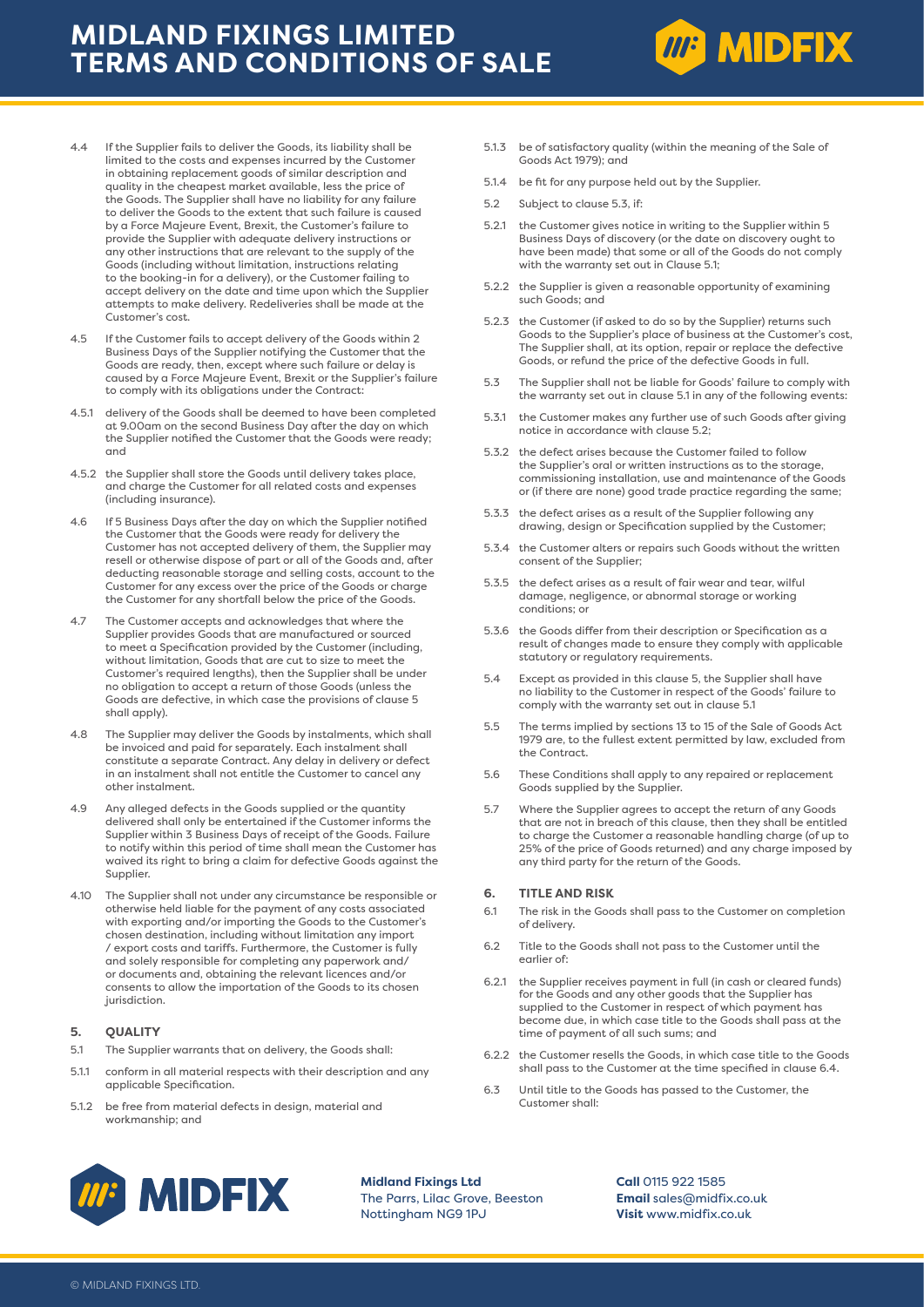4.4 If the Supplier fails to deliver the Goods, its liability shall be limited to the costs and expenses incurred by the Customer in obtaining replacement goods of similar description and quality in the cheapest market available, less the price of the Goods. The Supplier shall have no liability for any failure to deliver the Goods to the extent that such failure is caused by a Force Majeure Event, Brexit, the Customer's failure to provide the Supplier with adequate delivery instructions or any other instructions that are relevant to the supply of the Goods (including without limitation, instructions relating to the booking-in for a delivery), or the Customer failing to accept delivery on the date and time upon which the Supplier attempts to make delivery. Redeliveries shall be made at the Customer's cost.

4.5 If the Customer fails to accept delivery of the Goods within 2 Business Days of the Supplier notifying the Customer that the Goods are ready, then, except where such failure or delay is caused by a Force Majeure Event, Brexit or the Supplier's failure to comply with its obligations under the Contract:

4.5.1 delivery of the Goods shall be deemed to have been completed at 9.00am on the second Business Day after the day on which the Supplier notified the Customer that the Goods were ready; and

4.5.2 the Supplier shall store the Goods until delivery takes place, and charge the Customer for all related costs and expenses (including insurance).

4.6 If 5 Business Days after the day on which the Supplier notified the Customer that the Goods were ready for delivery the Customer has not accepted delivery of them, the Supplier may resell or otherwise dispose of part or all of the Goods and, after deducting reasonable storage and selling costs, account to the Customer for any excess over the price of the Goods or charge the Customer for any shortfall below the price of the Goods.

4.7 The Customer accepts and acknowledges that where the Supplier provides Goods that are manufactured or sourced to meet a Specification provided by the Customer (including, without limitation, Goods that are cut to size to meet the Customer's required lengths), then the Supplier shall be under no obligation to accept a return of those Goods (unless the Goods are defective, in which case the provisions of clause 5 shall apply).

4.8 The Supplier may deliver the Goods by instalments, which shall be invoiced and paid for separately. Each instalment shall constitute a separate Contract. Any delay in delivery or defect in an instalment shall not entitle the Customer to cancel any other instalment.

4.9 Any alleged defects in the Goods supplied or the quantity delivered shall only be entertained if the Customer informs the Supplier within 3 Business Days of receipt of the Goods. Failure to notify within this period of time shall mean the Customer has waived its right to bring a claim for defective Goods against the Supplier.

4.10 The Supplier shall not under any circumstance be responsible or otherwise held liable for the payment of any costs associated with exporting and/or importing the Goods to the Customer's chosen destination, including without limitation any import / export costs and tariffs. Furthermore, the Customer is fully and solely responsible for completing any paperwork and/ or documents and, obtaining the relevant licences and/or consents to allow the importation of the Goods to its chosen jurisdiction.

## 5. QUALITY

5.1 The Supplier warrants that on delivery, the Goods shall:

5.1.1 conform in all material respects with their description and any applicable Specification.

5.1.2 be free from material defects in design, material and workmanship; and

5.1.3 be of satisfactory quality (within the meaning of the Sale of Goods Act 1979); and

5.1.4 be fit for any purpose held out by the Supplier.

5.2 Subject to clause 5.3, if:

5.2.1 the Customer gives notice in writing to the Supplier within 5 Business Days of discovery (or the date on discovery ought to have been made) that some or all of the Goods do not comply with the warranty set out in Clause 5.1;

5.2.2 the Supplier is given a reasonable opportunity of examining such Goods; and

5.2.3 the Customer (if asked to do so by the Supplier) returns such Goods to the Supplier's place of business at the Customer's cost, The Supplier shall, at its option, repair or replace the defective Goods, or refund the price of the defective Goods in full.

5.3 The Supplier shall not be liable for Goods' failure to comply with the warranty set out in clause 5.1 in any of the following events:

5.3.1 the Customer makes any further use of such Goods after giving notice in accordance with clause 5.2;

5.3.2 the defect arises because the Customer failed to follow the Supplier's oral or written instructions as to the storage, commissioning installation, use and maintenance of the Goods or (if there are none) good trade practice regarding the same;

5.3.3 the defect arises as a result of the Supplier following any drawing, design or Specification supplied by the Customer;

5.3.4 the Customer alters or repairs such Goods without the written consent of the Supplier;

5.3.5 the defect arises as a result of fair wear and tear, wilful damage, negligence, or abnormal storage or working conditions; or

5.3.6 the Goods differ from their description or Specification as a result of changes made to ensure they comply with applicable statutory or regulatory requirements.

5.4 Except as provided in this clause 5, the Supplier shall have no liability to the Customer in respect of the Goods' failure to comply with the warranty set out in clause 5.1

5.5 The terms implied by sections 13 to 15 of the Sale of Goods Act 1979 are, to the fullest extent permitted by law, excluded from the Contract.

5.6 These Conditions shall apply to any repaired or replacement Goods supplied by the Supplier.

5.7 Where the Supplier agrees to accept the return of any Goods that are not in breach of this clause, then they shall be entitled to charge the Customer a reasonable handling charge (of up to 25% of the price of Goods returned) and any charge imposed by any third party for the return of the Goods.

## 6. TITLE AND RISK

6.1 The risk in the Goods shall pass to the Customer on completion of delivery.

6.2 Title to the Goods shall not pass to the Customer until the earlier of:

6.2.1 the Supplier receives payment in full (in cash or cleared funds) for the Goods and any other goods that the Supplier has supplied to the Customer in respect of which payment has become due, in which case title to the Goods shall pass at the time of payment of all such sums; and

6.2.2 the Customer resells the Goods, in which case title to the Goods shall pass to the Customer at the time specified in clause 6.4.

6.3 Until title to the Goods has passed to the Customer, the Customer shall: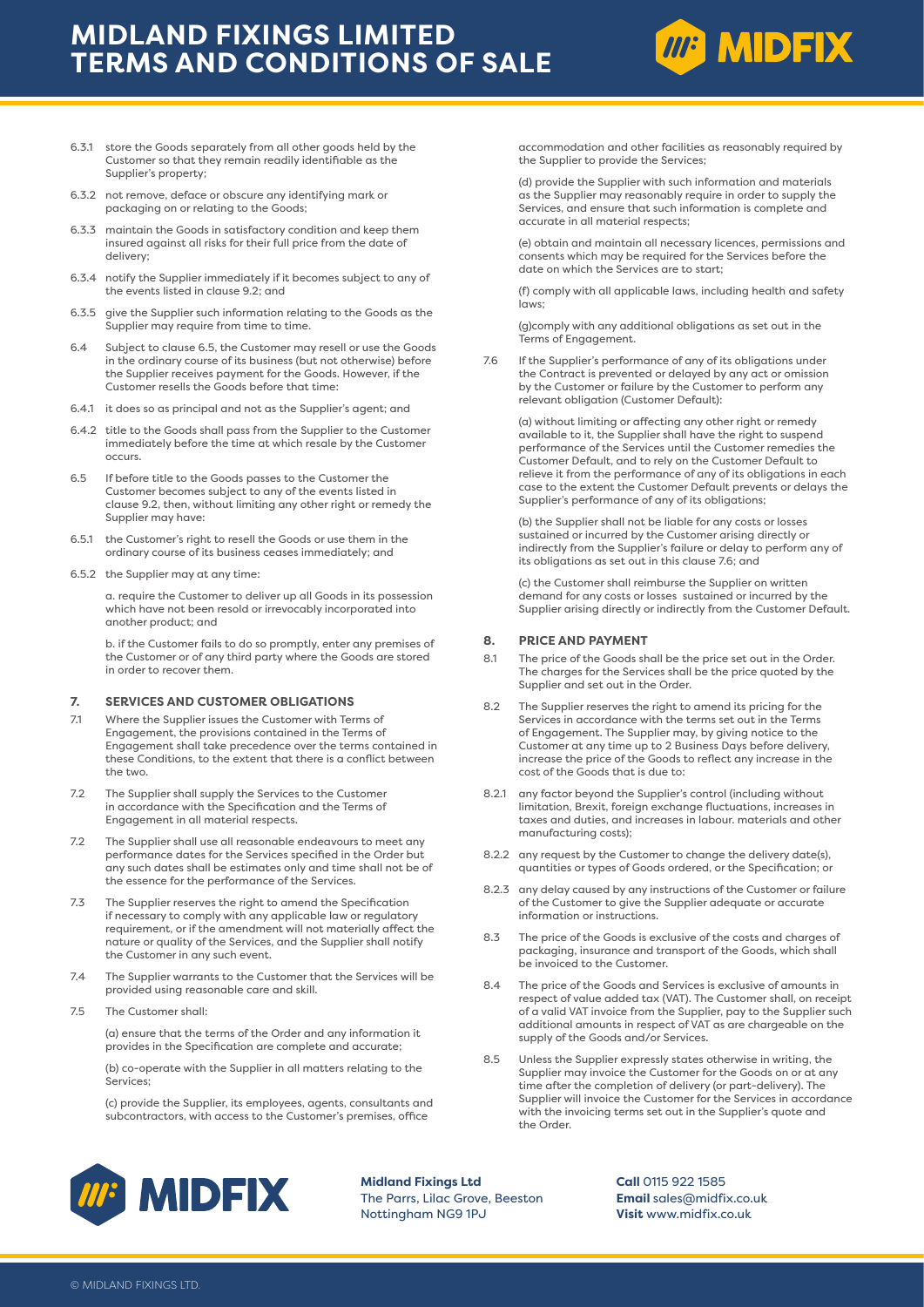6.3.1 store the Goods separately from all other goods held by the Customer so that they remain readily identifiable as the Supplier's property;

6.3.2 not remove, deface or obscure any identifying mark or packaging on or relating to the Goods;

6.3.3 maintain the Goods in satisfactory condition and keep them insured against all risks for their full price from the date of delivery;

6.3.4 notify the Supplier immediately if it becomes subject to any of the events listed in clause 9.2; and

6.3.5 give the Supplier such information relating to the Goods as the Supplier may require from time to time.

6.4 Subject to clause 6.5, the Customer may resell or use the Goods in the ordinary course of its business (but not otherwise) before the Supplier receives payment for the Goods. However, if the Customer resells the Goods before that time:

6.4.1 it does so as principal and not as the Supplier's agent; and

6.4.2 title to the Goods shall pass from the Supplier to the Customer immediately before the time at which resale by the Customer occurs.

6.5 If before title to the Goods passes to the Customer the Customer becomes subject to any of the events listed in clause 9.2, then, without limiting any other right or remedy the Supplier may have:

6.5.1 the Customer's right to resell the Goods or use them in the ordinary course of its business ceases immediately; and

6.5.2 the Supplier may at any time:

a. require the Customer to deliver up all Goods in its possession which have not been resold or irrevocably incorporated into another product; and

b. if the Customer fails to do so promptly, enter any premises of the Customer or of any third party where the Goods are stored in order to recover them.

## 7. SERVICES AND CUSTOMER OBLIGATIONS

7.1 Where the Supplier issues the Customer with Terms of Engagement, the provisions contained in the Terms of Engagement shall take precedence over the terms contained in these Conditions, to the extent that there is a conflict between the two.

7.2 The Supplier shall supply the Services to the Customer in accordance with the Specification and the Terms of Engagement in all material respects.

7.2 The Supplier shall use all reasonable endeavours to meet any performance dates for the Services specified in the Order but any such dates shall be estimates only and time shall not be of the essence for the performance of the Services.

7.3 The Supplier reserves the right to amend the Specification if necessary to comply with any applicable law or regulatory requirement, or if the amendment will not materially affect the nature or quality of the Services, and the Supplier shall notify the Customer in any such event.

7.4 The Supplier warrants to the Customer that the Services will be provided using reasonable care and skill.

7.5 The Customer shall:

(a) ensure that the terms of the Order and any information it provides in the Specification are complete and accurate;

(b) co-operate with the Supplier in all matters relating to the Services;

(c) provide the Supplier, its employees, agents, consultants and subcontractors, with access to the Customer's premises, office accommodation and other facilities as reasonably required by the Supplier to provide the Services;

(d) provide the Supplier with such information and materials as the Supplier may reasonably require in order to supply the Services, and ensure that such information is complete and accurate in all material respects;

(e) obtain and maintain all necessary licences, permissions and consents which may be required for the Services before the date on which the Services are to start;

(f) comply with all applicable laws, including health and safety laws;

(g)comply with any additional obligations as set out in the Terms of Engagement.

7.6 If the Supplier's performance of any of its obligations under the Contract is prevented or delayed by any act or omission by the Customer or failure by the Customer to perform any relevant obligation (Customer Default):

(a) without limiting or affecting any other right or remedy available to it, the Supplier shall have the right to suspend performance of the Services until the Customer remedies the Customer Default, and to rely on the Customer Default to relieve it from the performance of any of its obligations in each case to the extent the Customer Default prevents or delays the Supplier's performance of any of its obligations;

(b) the Supplier shall not be liable for any costs or losses sustained or incurred by the Customer arising directly or indirectly from the Supplier's failure or delay to perform any of its obligations as set out in this clause 7.6; and

(c) the Customer shall reimburse the Supplier on written demand for any costs or losses sustained or incurred by the Supplier arising directly or indirectly from the Customer Default.

## 8. PRICE AND PAYMENT

8.1 The price of the Goods shall be the price set out in the Order. The charges for the Services shall be the price quoted by the Supplier and set out in the Order.

8.2 The Supplier reserves the right to amend its pricing for the Services in accordance with the terms set out in the Terms of Engagement. The Supplier may, by giving notice to the Customer at any time up to 2 Business Days before delivery, increase the price of the Goods to reflect any increase in the cost of the Goods that is due to:

8.2.1 any factor beyond the Supplier's control (including without limitation, Brexit, foreign exchange fluctuations, increases in taxes and duties, and increases in labour. materials and other manufacturing costs);

8.2.2 any request by the Customer to change the delivery date(s), quantities or types of Goods ordered, or the Specification; or

8.2.3 any delay caused by any instructions of the Customer or failure of the Customer to give the Supplier adequate or accurate information or instructions.

8.3 The price of the Goods is exclusive of the costs and charges of packaging, insurance and transport of the Goods, which shall be invoiced to the Customer.

8.4 The price of the Goods and Services is exclusive of amounts in respect of value added tax (VAT). The Customer shall, on receipt of a valid VAT invoice from the Supplier, pay to the Supplier such additional amounts in respect of VAT as are chargeable on the supply of the Goods and/or Services.

8.5 Unless the Supplier expressly states otherwise in writing, the Supplier may invoice the Customer for the Goods on or at any time after the completion of delivery (or part-delivery). The Supplier will invoice the Customer for the Services in accordance with the invoicing terms set out in the Supplier's quote and the Order.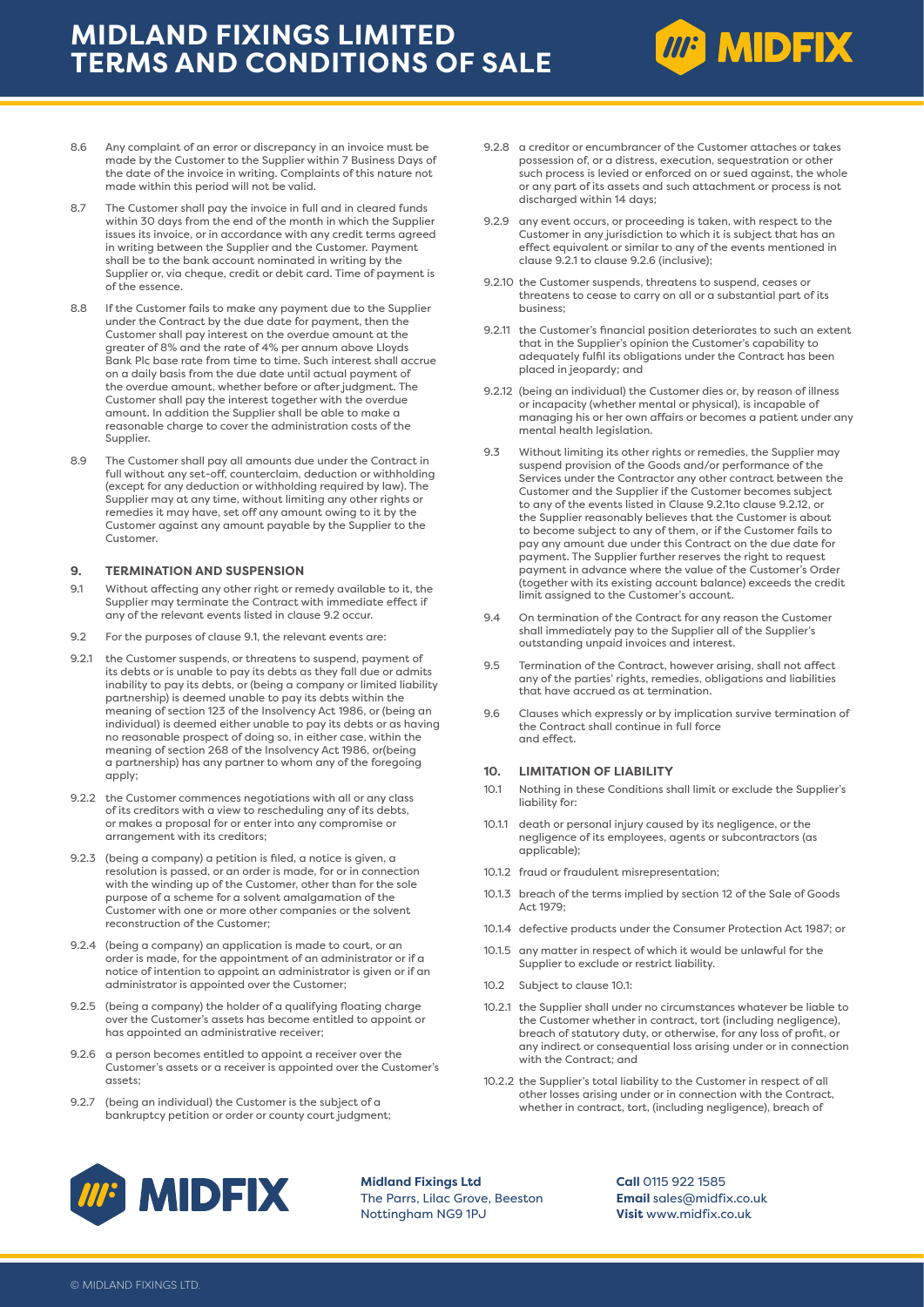8.6 Any complaint of an error or discrepancy in an invoice must be made by the Customer to the Supplier within 7 Business Days of the date of the invoice in writing. Complaints of this nature not made within this period will not be valid.

8.7 The Customer shall pay the invoice in full and in cleared funds within 30 days from the end of the month in which the Supplier issues its invoice, or in accordance with any credit terms agreed in writing between the Supplier and the Customer. Payment shall be to the bank account nominated in writing by the Supplier or, via cheque, credit or debit card. Time of payment is of the essence.

8.8 If the Customer fails to make any payment due to the Supplier under the Contract by the due date for payment, then the Customer shall pay interest on the overdue amount at the greater of 8% and the rate of 4% per annum above Lloyds Bank Plc base rate from time to time. Such interest shall accrue on a daily basis from the due date until actual payment of the overdue amount, whether before or after judgment. The Customer shall pay the interest together with the overdue amount. In addition the Supplier shall be able to make a reasonable charge to cover the administration costs of the Supplier.

8.9 The Customer shall pay all amounts due under the Contract in full without any set-off, counterclaim, deduction or withholding (except for any deduction or withholding required by law). The Supplier may at any time, without limiting any other rights or remedies it may have, set off any amount owing to it by the Customer against any amount payable by the Supplier to the Customer.

## 9. TERMINATION AND SUSPENSION

9.1 Without affecting any other right or remedy available to it, the Supplier may terminate the Contract with immediate effect if any of the relevant events listed in clause 9.2 occur.

9.2 For the purposes of clause 9.1, the relevant events are:

9.2.1 the Customer suspends, or threatens to suspend, payment of its debts or is unable to pay its debts as they fall due or admits inability to pay its debts, or (being a company or limited liability partnership) is deemed unable to pay its debts within the meaning of section 123 of the Insolvency Act 1986, or (being an individual) is deemed either unable to pay its debts or as having no reasonable prospect of doing so, in either case, within the meaning of section 268 of the Insolvency Act 1986, or(being a partnership) has any partner to whom any of the foregoing apply;

9.2.2 the Customer commences negotiations with all or any class of its creditors with a view to rescheduling any of its debts, or makes a proposal for or enter into any compromise or arrangement with its creditors;

9.2.3 (being a company) a petition is filed, a notice is given, a resolution is passed, or an order is made, for or in connection with the winding up of the Customer, other than for the sole purpose of a scheme for a solvent amalgamation of the Customer with one or more other companies or the solvent reconstruction of the Customer;

9.2.4 (being a company) an application is made to court, or an order is made, for the appointment of an administrator or if a notice of intention to appoint an administrator is given or if an administrator is appointed over the Customer;

9.2.5 (being a company) the holder of a qualifying floating charge over the Customer's assets has become entitled to appoint or has appointed an administrative receiver;

9.2.6 a person becomes entitled to appoint a receiver over the Customer's assets or a receiver is appointed over the Customer's assets;

9.2.7 (being an individual) the Customer is the subject of a bankruptcy petition or order or county court judgment;

9.2.8 a creditor or encumbrancer of the Customer attaches or takes possession of, or a distress, execution, sequestration or other such process is levied or enforced on or sued against, the whole or any part of its assets and such attachment or process is not discharged within 14 days;

9.2.9 any event occurs, or proceeding is taken, with respect to the Customer in any jurisdiction to which it is subject that has an effect equivalent or similar to any of the events mentioned in clause 9.2.1 to clause 9.2.6 (inclusive);

9.2.10 the Customer suspends, threatens to suspend, ceases or threatens to cease to carry on all or a substantial part of its business;

9.2.11 the Customer's financial position deteriorates to such an extent that in the Supplier's opinion the Customer's capability to adequately fulfil its obligations under the Contract has been placed in jeopardy; and

9.2.12 (being an individual) the Customer dies or, by reason of illness or incapacity (whether mental or physical), is incapable of managing his or her own affairs or becomes a patient under any mental health legislation.

9.3 Without limiting its other rights or remedies, the Supplier may suspend provision of the Goods and/or performance of the Services under the Contractor any other contract between the Customer and the Supplier if the Customer becomes subject to any of the events listed in Clause 9.2.1to clause 9.2.12, or the Supplier reasonably believes that the Customer is about to become subject to any of them, or if the Customer fails to pay any amount due under this Contract on the due date for payment. The Supplier further reserves the right to request payment in advance where the value of the Customer's Order (together with its existing account balance) exceeds the credit limit assigned to the Customer's account.

9.4 On termination of the Contract for any reason the Customer shall immediately pay to the Supplier all of the Supplier's outstanding unpaid invoices and interest.

9.5 Termination of the Contract, however arising, shall not affect any of the parties' rights, remedies, obligations and liabilities that have accrued as at termination.

9.6 Clauses which expressly or by implication survive termination of the Contract shall continue in full force and effect.

## 10. LIMITATION OF LIABILITY

10.1 Nothing in these Conditions shall limit or exclude the Supplier's liability for:

10.1.1 death or personal injury caused by its negligence, or the negligence of its employees, agents or subcontractors (as applicable);

10.1.2 fraud or fraudulent misrepresentation;

10.1.3 breach of the terms implied by section 12 of the Sale of Goods Act 1979;

10.1.4 defective products under the Consumer Protection Act 1987; or

10.1.5 any matter in respect of which it would be unlawful for the Supplier to exclude or restrict liability.

10.2 Subject to clause 10.1:

10.2.1 the Supplier shall under no circumstances whatever be liable to the Customer whether in contract, tort (including negligence), breach of statutory duty, or otherwise, for any loss of profit, or any indirect or consequential loss arising under or in connection with the Contract; and

10.2.2 the Supplier's total liability to the Customer in respect of all other losses arising under or in connection with the Contract, whether in contract, tort, (including negligence), breach of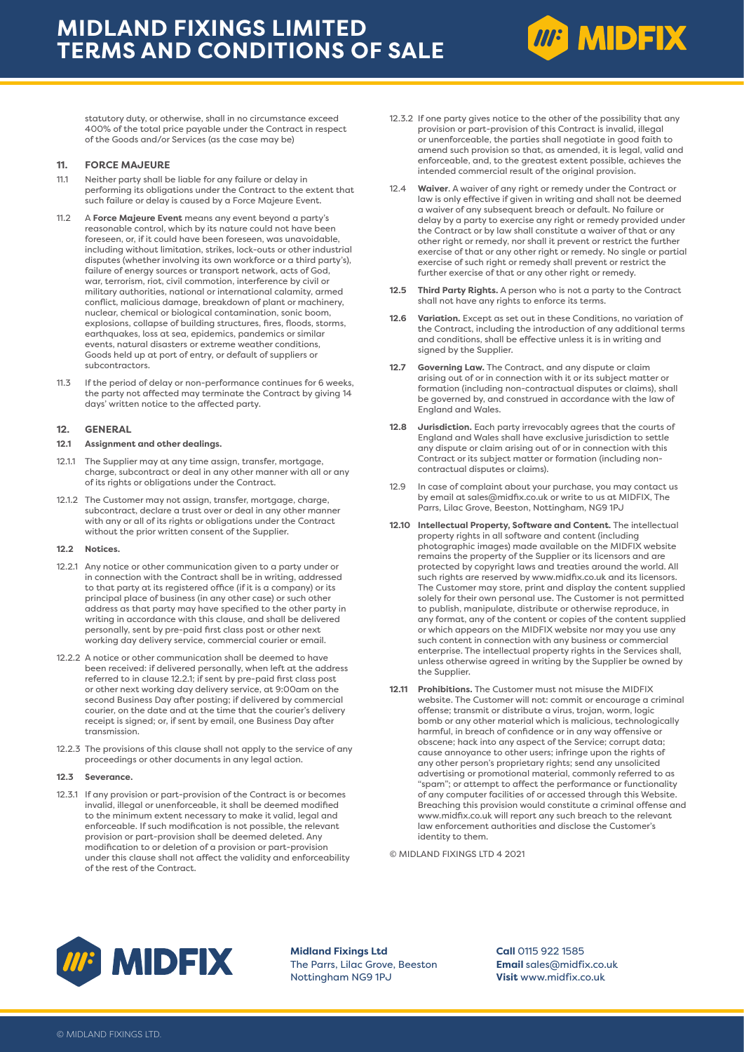statutory duty, or otherwise, shall in no circumstance exceed 400% of the total price payable under the Contract in respect of the Goods and/or Services (as the case may be)

## 11. FORCE MAJEURE

11.1 Neither party shall be liable for any failure or delay in performing its obligations under the Contract to the extent that such failure or delay is caused by a Force Majeure Event.

11.2 A **Force Majeure Event** means any event beyond a party's reasonable control, which by its nature could not have been foreseen, or, if it could have been foreseen, was unavoidable, including without limitation, strikes, lock-outs or other industrial disputes (whether involving its own workforce or a third party's), failure of energy sources or transport network, acts of God, war, terrorism, riot, civil commotion, interference by civil or military authorities, national or international calamity, armed conflict, malicious damage, breakdown of plant or machinery, nuclear, chemical or biological contamination, sonic boom, explosions, collapse of building structures, fires, floods, storms, earthquakes, loss at sea, epidemics, pandemics or similar events, natural disasters or extreme weather conditions, Goods held up at port of entry, or default of suppliers or subcontractors.

11.3 If the period of delay or non-performance continues for 6 weeks, the party not affected may terminate the Contract by giving 14 days' written notice to the affected party.

## 12. GENERAL

**12.1 Assignment and other dealings.**

12.1.1 The Supplier may at any time assign, transfer, mortgage, charge, subcontract or deal in any other manner with all or any of its rights or obligations under the Contract.

12.1.2 The Customer may not assign, transfer, mortgage, charge, subcontract, declare a trust over or deal in any other manner with any or all of its rights or obligations under the Contract without the prior written consent of the Supplier.

**12.2 Notices.**

12.2.1 Any notice or other communication given to a party under or in connection with the Contract shall be in writing, addressed to that party at its registered office (if it is a company) or its principal place of business (in any other case) or such other address as that party may have specified to the other party in writing in accordance with this clause, and shall be delivered personally, sent by pre-paid first class post or other next working day delivery service, commercial courier or email.

12.2.2 A notice or other communication shall be deemed to have been received: if delivered personally, when left at the address referred to in clause 12.2.1; if sent by pre-paid first class post or other next working day delivery service, at 9:00am on the second Business Day after posting; if delivered by commercial courier, on the date and at the time that the courier's delivery receipt is signed; or, if sent by email, one Business Day after transmission.

12.2.3 The provisions of this clause shall not apply to the service of any proceedings or other documents in any legal action.

**12.3 Severance.**

12.3.1 If any provision or part-provision of the Contract is or becomes invalid, illegal or unenforceable, it shall be deemed modified to the minimum extent necessary to make it valid, legal and enforceable. If such modification is not possible, the relevant provision or part-provision shall be deemed deleted. Any modification to or deletion of a provision or part-provision under this clause shall not affect the validity and enforceability of the rest of the Contract.

12.3.2 If one party gives notice to the other of the possibility that any provision or part-provision of this Contract is invalid, illegal or unenforceable, the parties shall negotiate in good faith to amend such provision so that, as amended, it is legal, valid and enforceable, and, to the greatest extent possible, achieves the intended commercial result of the original provision.

12.4 **Waiver**. A waiver of any right or remedy under the Contract or law is only effective if given in writing and shall not be deemed a waiver of any subsequent breach or default. No failure or delay by a party to exercise any right or remedy provided under the Contract or by law shall constitute a waiver of that or any other right or remedy, nor shall it prevent or restrict the further exercise of that or any other right or remedy. No single or partial exercise of such right or remedy shall prevent or restrict the further exercise of that or any other right or remedy.

**12.5 Third Party Rights.** A person who is not a party to the Contract shall not have any rights to enforce its terms.

**12.6 Variation.** Except as set out in these Conditions, no variation of the Contract, including the introduction of any additional terms and conditions, shall be effective unless it is in writing and signed by the Supplier.

**12.7 Governing Law.** The Contract, and any dispute or claim arising out of or in connection with it or its subject matter or formation (including non-contractual disputes or claims), shall be governed by, and construed in accordance with the law of England and Wales.

**12.8 Jurisdiction.** Each party irrevocably agrees that the courts of England and Wales shall have exclusive jurisdiction to settle any dispute or claim arising out of or in connection with this Contract or its subject matter or formation (including non-contractual disputes or claims).

12.9 In case of complaint about your purchase, you may contact us by email at sales@midfix.co.uk or write to us at MIDFIX, The Parrs, Lilac Grove, Beeston, Nottingham, NG9 1PJ

**12.10 Intellectual Property, Software and Content.** The intellectual property rights in all software and content (including photographic images) made available on the MIDFIX website remains the property of the Supplier or its licensors and are protected by copyright laws and treaties around the world. All such rights are reserved by www.midfix.co.uk and its licensors. The Customer may store, print and display the content supplied solely for their own personal use. The Customer is not permitted to publish, manipulate, distribute or otherwise reproduce, in any format, any of the content or copies of the content supplied or which appears on the MIDFIX website nor may you use any such content in connection with any business or commercial enterprise. The intellectual property rights in the Services shall, unless otherwise agreed in writing by the Supplier be owned by the Supplier.

**12.11 Prohibitions.** The Customer must not misuse the MIDFIX website. The Customer will not: commit or encourage a criminal offense; transmit or distribute a virus, trojan, worm, logic bomb or any other material which is malicious, technologically harmful, in breach of confidence or in any way offensive or obscene; hack into any aspect of the Service; corrupt data; cause annoyance to other users; infringe upon the rights of any other person's proprietary rights; send any unsolicited advertising or promotional material, commonly referred to as "spam"; or attempt to affect the performance or functionality of any computer facilities of or accessed through this Website. Breaching this provision would constitute a criminal offense and www.midfix.co.uk will report any such breach to the relevant law enforcement authorities and disclose the Customer's identity to them.

© MIDLAND FIXINGS LTD 4 2021

**Midland Fixings Ltd**
The Parrs, Lilac Grove, Beeston
Nottingham NG9 1PJ

**Call** 0115 922 1585
**Email** sales@midfix.co.uk
**Visit** www.midfix.co.uk